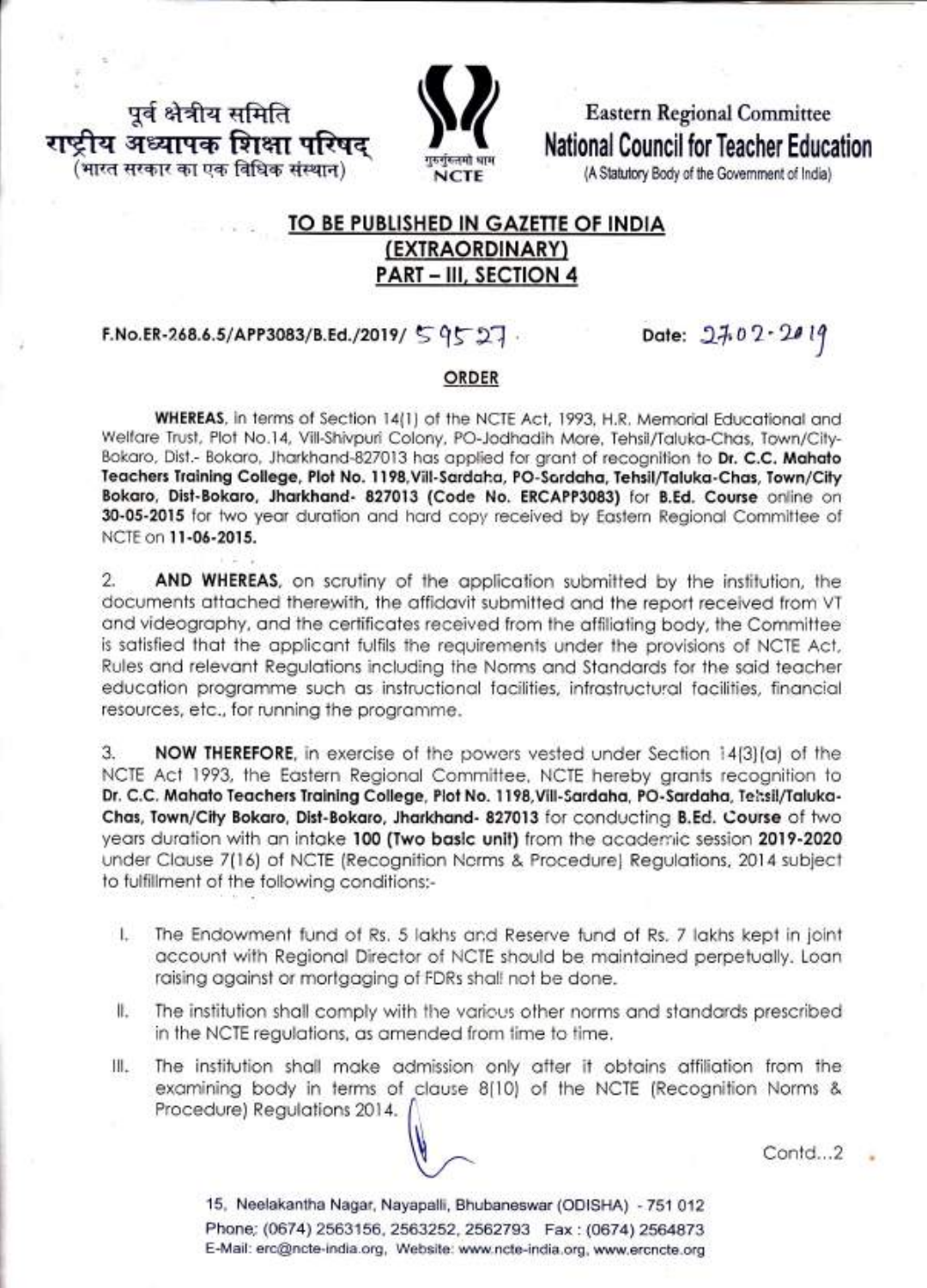पूर्व क्षेत्रीय समिति
राष्ट्रीय अध्यापक शिक्षा परिषद्
(भारत सरकार का एक विधिक संस्थान)

Eastern Regional Committee
National Council for Teacher Education
(A Statutory Body of the Government of India)

**TO BE PUBLISHED IN GAZETTE OF INDIA**
**(EXTRAORDINARY)**
**PART – III, SECTION 4**

**F.No.ER-268.6.5/APP3083/B.Ed./2019/** 59527 **Date:** 27.02.2019

**ORDER**

**WHEREAS**, in terms of Section 14(1) of the NCTE Act, 1993, H.R. Memorial Educational and Welfare Trust, Plot No.14, Vill-Shivpuri Colony, PO-Jodhadih More, Tehsil/Taluka-Chas, Town/City-Bokaro, Dist.- Bokaro, Jharkhand-827013 has applied for grant of recognition to **Dr. C.C. Mahato Teachers Training College, Plot No. 1198, Vill-Sardaha, PO-Sardaha, Tehsil/Taluka-Chas, Town/City Bokaro, Dist-Bokaro, Jharkhand- 827013 (Code No. ERCAPP3083)** for **B.Ed. Course** online on **30-05-2015** for two year duration and hard copy received by Eastern Regional Committee of NCTE on **11-06-2015.**

2. **AND WHEREAS**, on scrutiny of the application submitted by the institution, the documents attached therewith, the affidavit submitted and the report received from VT and videography, and the certificates received from the affiliating body, the Committee is satisfied that the applicant fulfils the requirements under the provisions of NCTE Act, Rules and relevant Regulations including the Norms and Standards for the said teacher education programme such as instructional facilities, infrastructural facilities, financial resources, etc., for running the programme.

3. **NOW THEREFORE**, in exercise of the powers vested under Section 14(3)(a) of the NCTE Act 1993, the Eastern Regional Committee, NCTE hereby grants recognition to **Dr. C.C. Mahato Teachers Training College, Plot No. 1198, Vill-Sardaha, PO-Sardaha, Tehsil/Taluka-Chas, Town/City Bokaro, Dist-Bokaro, Jharkhand- 827013** for conducting **B.Ed. Course** of two years duration with an intake **100 (Two basic unit)** from the academic session **2019-2020** under Clause 7(16) of NCTE (Recognition Norms & Procedure) Regulations, 2014 subject to fulfillment of the following conditions:-

I. The Endowment fund of Rs. 5 lakhs and Reserve fund of Rs. 7 lakhs kept in joint account with Regional Director of NCTE should be maintained perpetually. Loan raising against or mortgaging of FDRs shall not be done.

II. The institution shall comply with the various other norms and standards prescribed in the NCTE regulations, as amended from time to time.

III. The institution shall make admission only after it obtains affiliation from the examining body in terms of clause 8(10) of the NCTE (Recognition Norms & Procedure) Regulations 2014.

Contd...2

15, Neelakantha Nagar, Nayapalli, Bhubaneswar (ODISHA) - 751 012
Phone: (0674) 2563156, 2563252, 2562793 Fax : (0674) 2564873
E-Mail: erc@ncte-india.org, Website: www.ncte-india.org, www.ercncte.org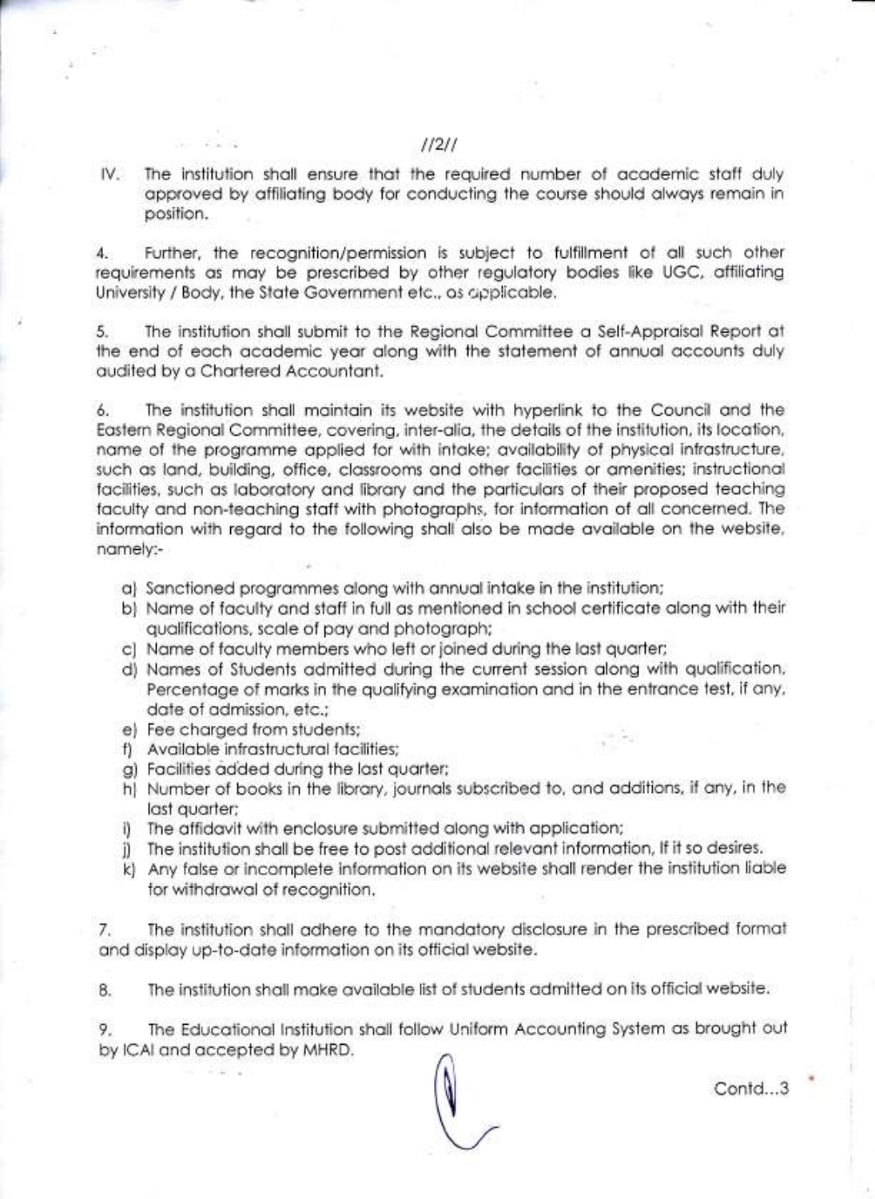IV. The institution shall ensure that the required number of academic staff duly approved by affiliating body for conducting the course should always remain in position.

4. Further, the recognition/permission is subject to fulfillment of all such other requirements as may be prescribed by other regulatory bodies like UGC, affiliating University / Body, the State Government etc., as applicable.

5. The institution shall submit to the Regional Committee a Self-Appraisal Report at the end of each academic year along with the statement of annual accounts duly audited by a Chartered Accountant.

6. The institution shall maintain its website with hyperlink to the Council and the Eastern Regional Committee, covering, inter-alia, the details of the institution, its location, name of the programme applied for with intake; availability of physical infrastructure, such as land, building, office, classrooms and other facilities or amenities; instructional facilities, such as laboratory and library and the particulars of their proposed teaching faculty and non-teaching staff with photographs, for information of all concerned. The information with regard to the following shall also be made available on the website, namely:-

a) Sanctioned programmes along with annual intake in the institution;
b) Name of faculty and staff in full as mentioned in school certificate along with their qualifications, scale of pay and photograph;
c) Name of faculty members who left or joined during the last quarter;
d) Names of Students admitted during the current session along with qualification, Percentage of marks in the qualifying examination and in the entrance test, if any, date of admission, etc.;
e) Fee charged from students;
f) Available infrastructural facilities;
g) Facilities added during the last quarter;
h) Number of books in the library, journals subscribed to, and additions, if any, in the last quarter;
i) The affidavit with enclosure submitted along with application;
j) The institution shall be free to post additional relevant information, If it so desires.
k) Any false or incomplete information on its website shall render the institution liable for withdrawal of recognition.

7. The institution shall adhere to the mandatory disclosure in the prescribed format and display up-to-date information on its official website.

8. The institution shall make available list of students admitted on its official website.

9. The Educational Institution shall follow Uniform Accounting System as brought out by ICAI and accepted by MHRD.

Contd...3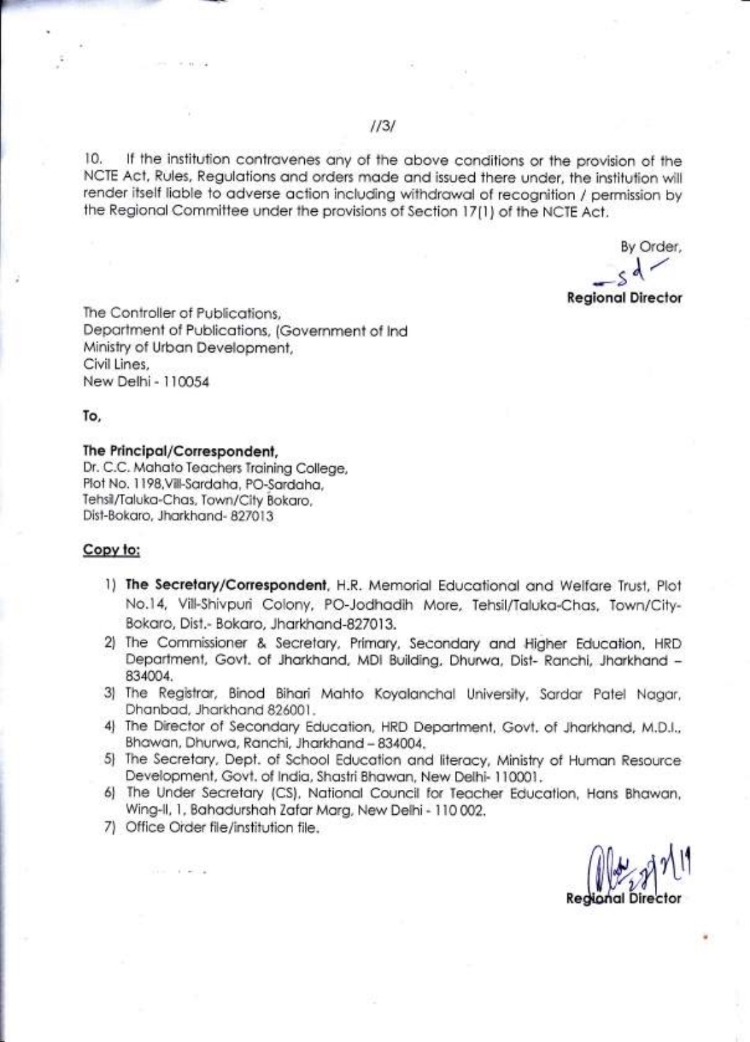10. If the institution contravenes any of the above conditions or the provision of the NCTE Act, Rules, Regulations and orders made and issued there under, the institution will render itself liable to adverse action including withdrawal of recognition / permission by the Regional Committee under the provisions of Section 17(1) of the NCTE Act.

By Order,

-sd-

**Regional Director**

The Controller of Publications,
Department of Publications, (Government of Ind
Ministry of Urban Development,
Civil Lines,
New Delhi - 110054

**To,**

**The Principal/Correspondent,**
Dr. C.C. Mahato Teachers Training College,
Plot No. 1198,Vill-Sardaha, PO-Sardaha,
Tehsil/Taluka-Chas, Town/City Bokaro,
Dist-Bokaro, Jharkhand- 827013

**Copy to:**

1) **The Secretary/Correspondent**, H.R. Memorial Educational and Welfare Trust, Plot No.14, Vill-Shivpuri Colony, PO-Jodhadih More, Tehsil/Taluka-Chas, Town/City-Bokaro, Dist.- Bokaro, Jharkhand-827013.
2) The Commissioner & Secretary, Primary, Secondary and Higher Education, HRD Department, Govt. of Jharkhand, MDI Building, Dhurwa, Dist- Ranchi, Jharkhand – 834004.
3) The Registrar, Binod Bihari Mahto Koyalanchal University, Sardar Patel Nagar, Dhanbad, Jharkhand 826001.
4) The Director of Secondary Education, HRD Department, Govt. of Jharkhand, M.D.I., Bhawan, Dhurwa, Ranchi, Jharkhand – 834004.
5) The Secretary, Dept. of School Education and literacy, Ministry of Human Resource Development, Govt. of India, Shastri Bhawan, New Delhi- 110001.
6) The Under Secretary (CS), National Council for Teacher Education, Hans Bhawan, Wing-II, 1, Bahadurshah Zafar Marg, New Delhi - 110 002.
7) Office Order file/institution file.

Regional Director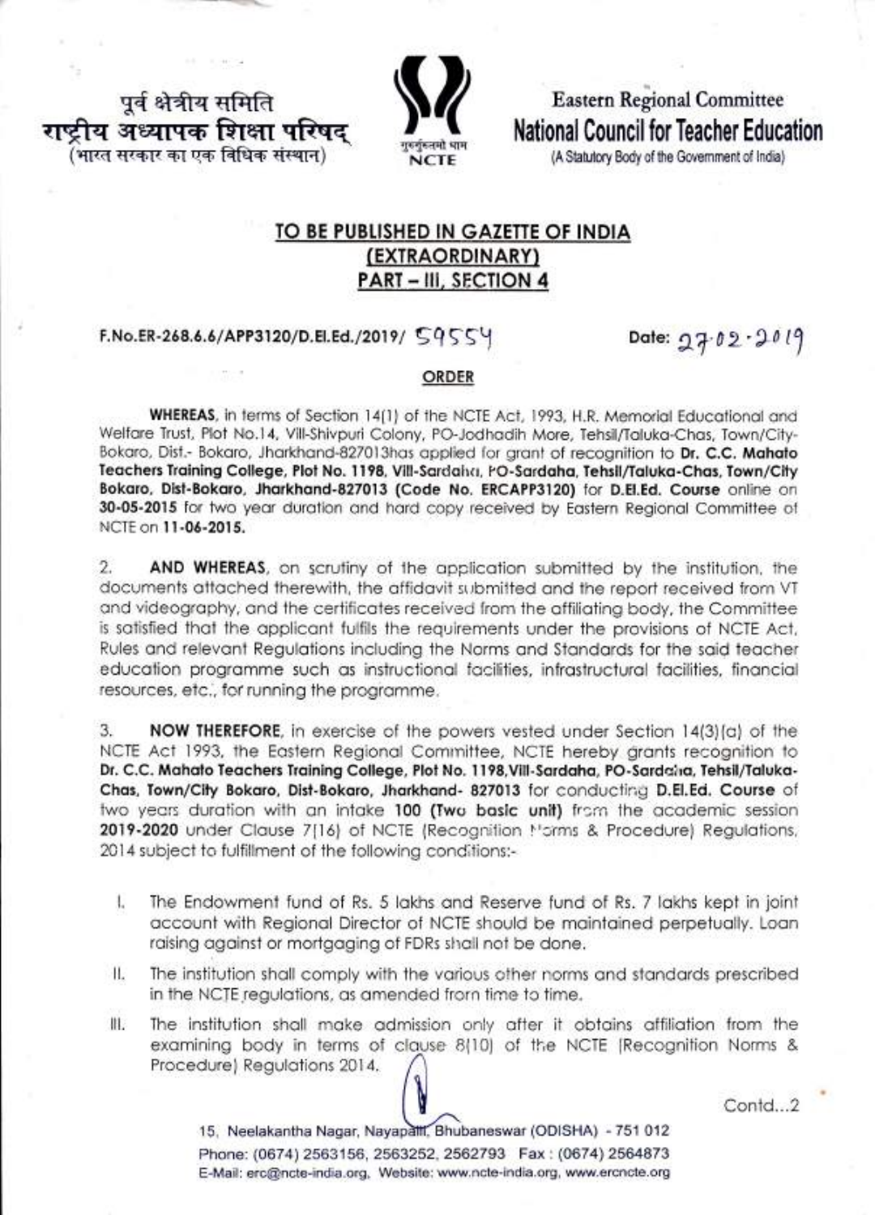पूर्व क्षेत्रीय समिति
राष्ट्रीय अध्यापक शिक्षा परिषद्
(भारत सरकार का एक विधिक संस्थान)

Eastern Regional Committee
National Council for Teacher Education
(A Statutory Body of the Government of India)

## TO BE PUBLISHED IN GAZETTE OF INDIA (EXTRAORDINARY) PART – III, SECTION 4

F.No.ER-268.6.6/APP3120/D.El.Ed./2019/ 59554

Date: 27.02.2019

### ORDER

**WHEREAS**, in terms of Section 14(1) of the NCTE Act, 1993, H.R. Memorial Educational and Welfare Trust, Plot No.14, Vill-Shivpuri Colony, PO-Jodhadih More, Tehsil/Taluka-Chas, Town/City-Bokaro, Dist.- Bokaro, Jharkhand-827013has applied for grant of recognition to **Dr. C.C. Mahato Teachers Training College, Plot No. 1198, Vill-Sardaha, PO-Sardaha, Tehsil/Taluka-Chas, Town/City Bokaro, Dist-Bokaro, Jharkhand-827013 (Code No. ERCAPP3120)** for **D.El.Ed. Course** online on **30-05-2015** for two year duration and hard copy received by Eastern Regional Committee of NCTE on **11-06-2015.**

2. **AND WHEREAS**, on scrutiny of the application submitted by the institution, the documents attached therewith, the affidavit submitted and the report received from VT and videography, and the certificates received from the affiliating body, the Committee is satisfied that the applicant fulfils the requirements under the provisions of NCTE Act, Rules and relevant Regulations including the Norms and Standards for the said teacher education programme such as instructional facilities, infrastructural facilities, financial resources, etc., for running the programme.

3. **NOW THEREFORE**, in exercise of the powers vested under Section 14(3)(a) of the NCTE Act 1993, the Eastern Regional Committee, NCTE hereby grants recognition to **Dr. C.C. Mahato Teachers Training College, Plot No. 1198,Vill-Sardaha, PO-Sardaha, Tehsil/Taluka-Chas, Town/City Bokaro, Dist-Bokaro, Jharkhand- 827013** for conducting **D.El.Ed. Course** of two years duration with an intake **100 (Two basic unit)** from the academic session **2019-2020** under Clause 7(16) of NCTE (Recognition Norms & Procedure) Regulations, 2014 subject to fulfillment of the following conditions:-

- I. The Endowment fund of Rs. 5 lakhs and Reserve fund of Rs. 7 lakhs kept in joint account with Regional Director of NCTE should be maintained perpetually. Loan raising against or mortgaging of FDRs shall not be done.
- II. The institution shall comply with the various other norms and standards prescribed in the NCTE regulations, as amended from time to time.
- III. The institution shall make admission only after it obtains affiliation from the examining body in terms of clause 8(10) of the NCTE (Recognition Norms & Procedure) Regulations 2014.

Contd...2

15, Neelakantha Nagar, Nayapalli, Bhubaneswar (ODISHA) - 751 012
Phone: (0674) 2563156, 2563252, 2562793 Fax : (0674) 2564873
E-Mail: erc@ncte-india.org, Website: www.ncte-india.org, www.ercncte.org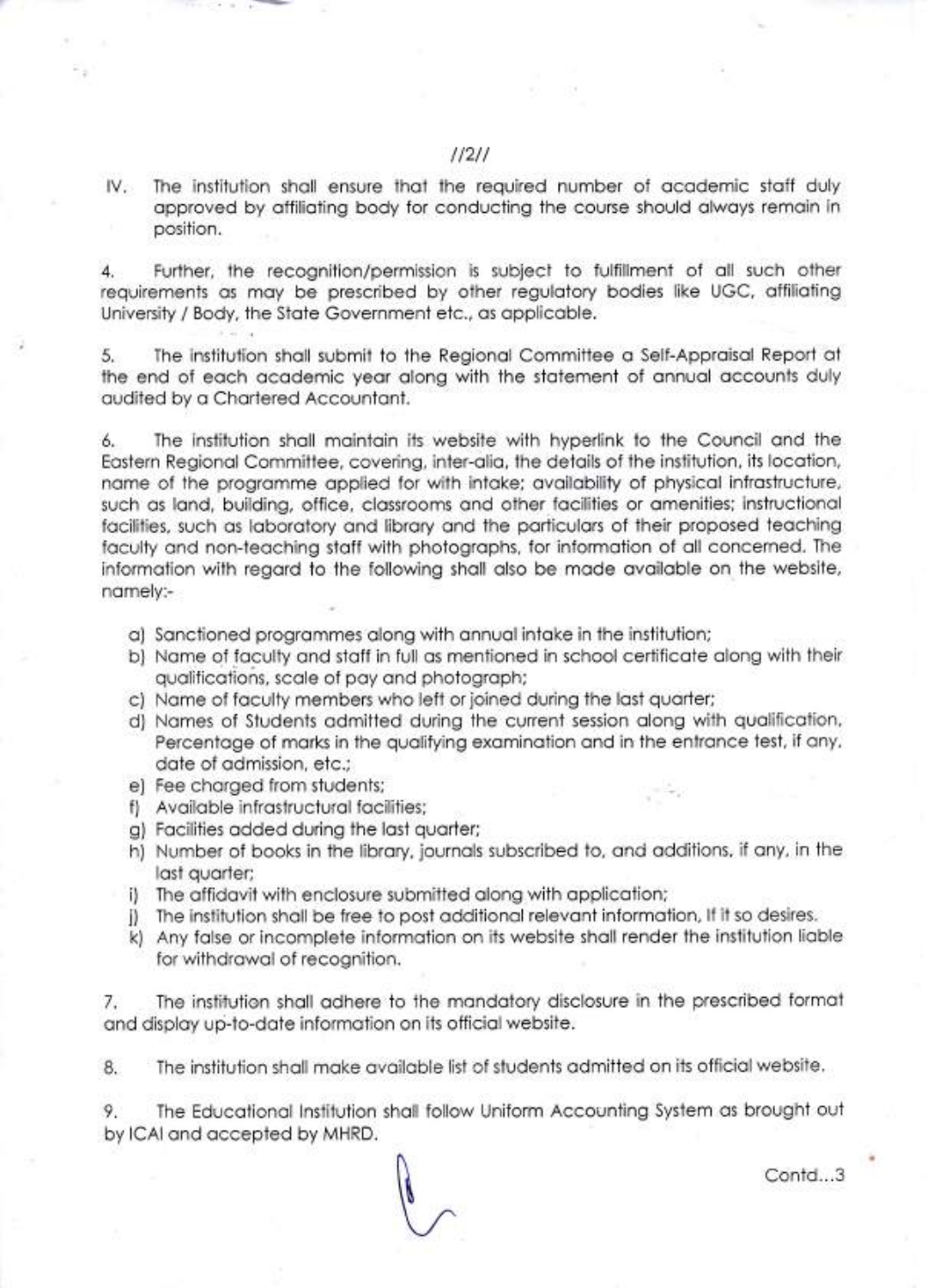IV. The institution shall ensure that the required number of academic staff duly approved by affiliating body for conducting the course should always remain in position.

4. Further, the recognition/permission is subject to fulfillment of all such other requirements as may be prescribed by other regulatory bodies like UGC, affiliating University / Body, the State Government etc., as applicable.

5. The institution shall submit to the Regional Committee a Self-Appraisal Report at the end of each academic year along with the statement of annual accounts duly audited by a Chartered Accountant.

6. The institution shall maintain its website with hyperlink to the Council and the Eastern Regional Committee, covering, inter-alia, the details of the institution, its location, name of the programme applied for with intake; availability of physical infrastructure, such as land, building, office, classrooms and other facilities or amenities; instructional facilities, such as laboratory and library and the particulars of their proposed teaching faculty and non-teaching staff with photographs, for information of all concerned. The information with regard to the following shall also be made available on the website, namely:-

a) Sanctioned programmes along with annual intake in the institution;
b) Name of faculty and staff in full as mentioned in school certificate along with their qualifications, scale of pay and photograph;
c) Name of faculty members who left or joined during the last quarter;
d) Names of Students admitted during the current session along with qualification, Percentage of marks in the qualifying examination and in the entrance test, if any, date of admission, etc.;
e) Fee charged from students;
f) Available infrastructural facilities;
g) Facilities added during the last quarter;
h) Number of books in the library, journals subscribed to, and additions, if any, in the last quarter;
i) The affidavit with enclosure submitted along with application;
j) The institution shall be free to post additional relevant information, If it so desires.
k) Any false or incomplete information on its website shall render the institution liable for withdrawal of recognition.

7. The institution shall adhere to the mandatory disclosure in the prescribed format and display up-to-date information on its official website.

8. The institution shall make available list of students admitted on its official website.

9. The Educational Institution shall follow Uniform Accounting System as brought out by ICAI and accepted by MHRD.

Contd...3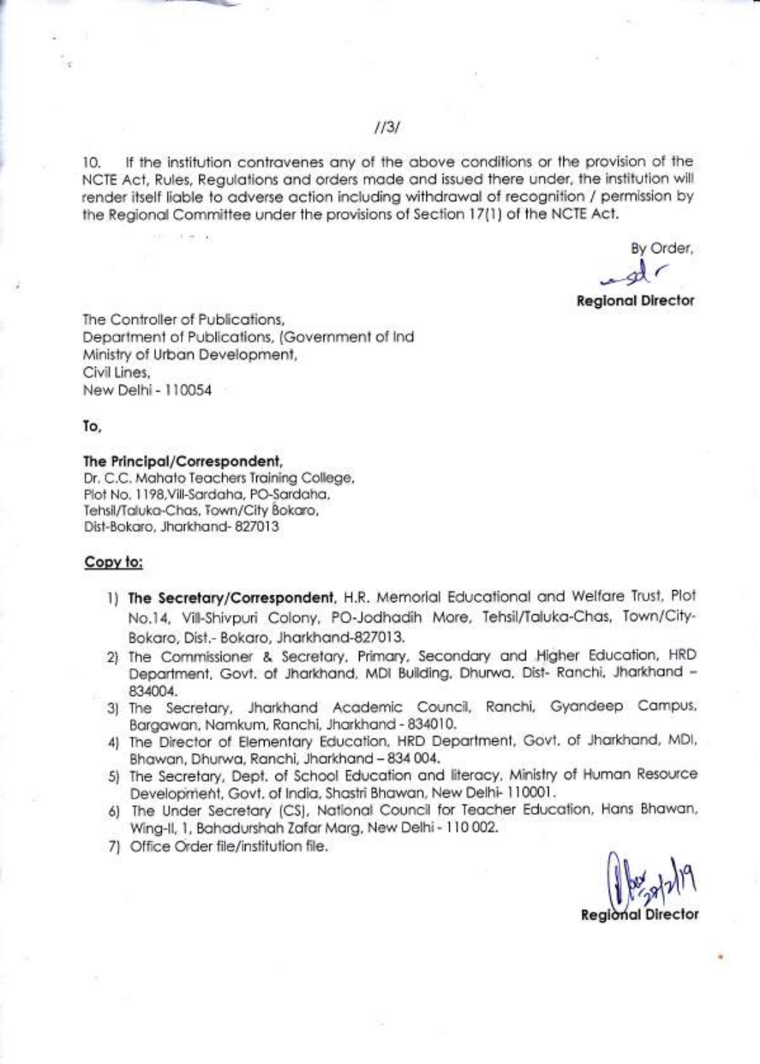10. If the institution contravenes any of the above conditions or the provision of the NCTE Act, Rules, Regulations and orders made and issued there under, the institution will render itself liable to adverse action including withdrawal of recognition / permission by the Regional Committee under the provisions of Section 17(1) of the NCTE Act.

By Order,

sd/-

**Regional Director**

The Controller of Publications,
Department of Publications, (Government of Ind
Ministry of Urban Development,
Civil Lines,
New Delhi - 110054

**To,**

**The Principal/Correspondent,**
Dr. C.C. Mahato Teachers Training College,
Plot No. 1198,Vill-Sardaha, PO-Sardaha,
Tehsil/Taluka-Chas, Town/City Bokaro,
Dist-Bokaro, Jharkhand- 827013

**Copy to:**

1) **The Secretary/Correspondent,** H.R. Memorial Educational and Welfare Trust, Plot No.14, Vill-Shivpuri Colony, PO-Jodhadih More, Tehsil/Taluka-Chas, Town/City-Bokaro, Dist.- Bokaro, Jharkhand-827013.
2) The Commissioner & Secretary, Primary, Secondary and Higher Education, HRD Department, Govt. of Jharkhand, MDI Building, Dhurwa, Dist- Ranchi, Jharkhand – 834004.
3) The Secretary, Jharkhand Academic Council, Ranchi, Gyandeep Campus, Bargawan, Namkum, Ranchi, Jharkhand - 834010.
4) The Director of Elementary Education, HRD Department, Govt. of Jharkhand, MDI, Bhawan, Dhurwa, Ranchi, Jharkhand – 834 004.
5) The Secretary, Dept. of School Education and literacy, Ministry of Human Resource Development, Govt. of India, Shastri Bhawan, New Delhi- 110001.
6) The Under Secretary (CS), National Council for Teacher Education, Hans Bhawan, Wing-II, 1, Bahadurshah Zafar Marg, New Delhi - 110 002.
7) Office Order file/institution file.

**Regional Director**